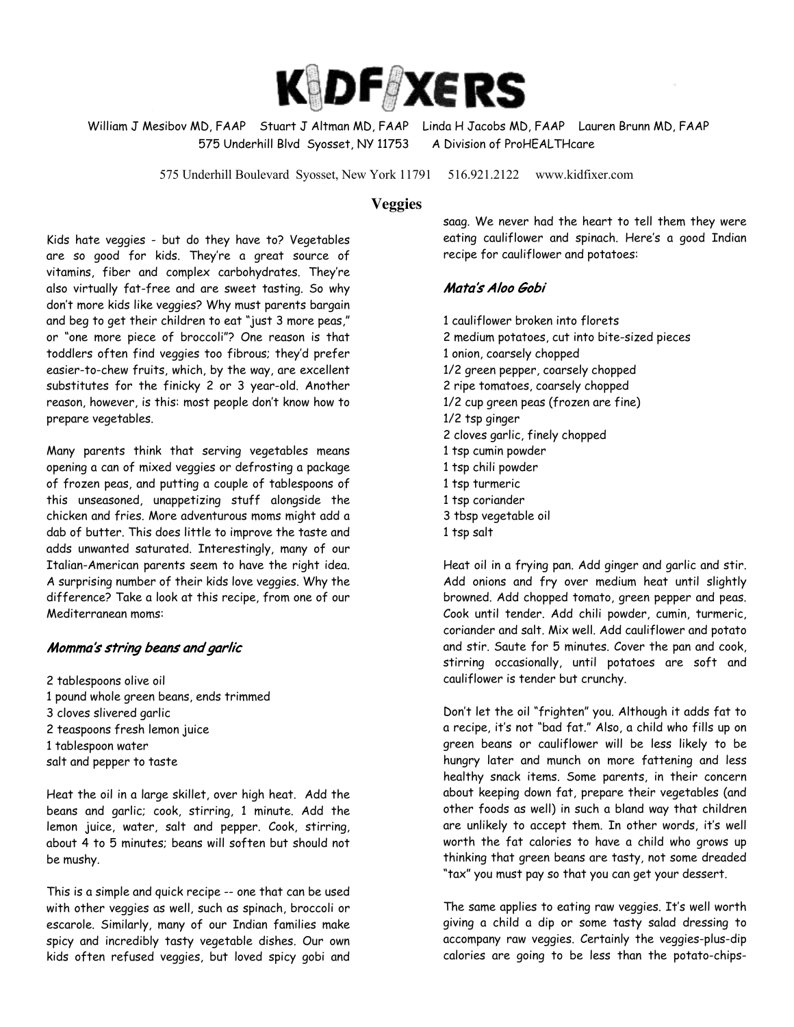# KIDFIXERS

William J Mesibov MD, FAAP  Stuart J Altman MD, FAAP  Linda H Jacobs MD, FAAP  Lauren Brunn MD, FAAP
575 Underhill Blvd Syosset, NY 11753  A Division of ProHEALTHcare

575 Underhill Boulevard Syosset, New York 11791  516.921.2122  www.kidfixer.com

## Veggies

Kids hate veggies - but do they have to? Vegetables are so good for kids. They're a great source of vitamins, fiber and complex carbohydrates. They're also virtually fat-free and are sweet tasting. So why don't more kids like veggies? Why must parents bargain and beg to get their children to eat "just 3 more peas," or "one more piece of broccoli"? One reason is that toddlers often find veggies too fibrous; they'd prefer easier-to-chew fruits, which, by the way, are excellent substitutes for the finicky 2 or 3 year-old. Another reason, however, is this: most people don't know how to prepare vegetables.

Many parents think that serving vegetables means opening a can of mixed veggies or defrosting a package of frozen peas, and putting a couple of tablespoons of this unseasoned, unappetizing stuff alongside the chicken and fries. More adventurous moms might add a dab of butter. This does little to improve the taste and adds unwanted saturated. Interestingly, many of our Italian-American parents seem to have the right idea. A surprising number of their kids love veggies. Why the difference? Take a look at this recipe, from one of our Mediterranean moms:

### *Momma's string beans and garlic*

2 tablespoons olive oil
1 pound whole green beans, ends trimmed
3 cloves slivered garlic
2 teaspoons fresh lemon juice
1 tablespoon water
salt and pepper to taste

Heat the oil in a large skillet, over high heat. Add the beans and garlic; cook, stirring, 1 minute. Add the lemon juice, water, salt and pepper. Cook, stirring, about 4 to 5 minutes; beans will soften but should not be mushy.

This is a simple and quick recipe -- one that can be used with other veggies as well, such as spinach, broccoli or escarole. Similarly, many of our Indian families make spicy and incredibly tasty vegetable dishes. Our own kids often refused veggies, but loved spicy gobi and saag. We never had the heart to tell them they were eating cauliflower and spinach. Here's a good Indian recipe for cauliflower and potatoes:

### *Mata's Aloo Gobi*

1 cauliflower broken into florets
2 medium potatoes, cut into bite-sized pieces
1 onion, coarsely chopped
1/2 green pepper, coarsely chopped
2 ripe tomatoes, coarsely chopped
1/2 cup green peas (frozen are fine)
1/2 tsp ginger
2 cloves garlic, finely chopped
1 tsp cumin powder
1 tsp chili powder
1 tsp turmeric
1 tsp coriander
3 tbsp vegetable oil
1 tsp salt

Heat oil in a frying pan. Add ginger and garlic and stir. Add onions and fry over medium heat until slightly browned. Add chopped tomato, green pepper and peas. Cook until tender. Add chili powder, cumin, turmeric, coriander and salt. Mix well. Add cauliflower and potato and stir. Saute for 5 minutes. Cover the pan and cook, stirring occasionally, until potatoes are soft and cauliflower is tender but crunchy.

Don't let the oil "frighten" you. Although it adds fat to a recipe, it's not "bad fat." Also, a child who fills up on green beans or cauliflower will be less likely to be hungry later and munch on more fattening and less healthy snack items. Some parents, in their concern about keeping down fat, prepare their vegetables (and other foods as well) in such a bland way that children are unlikely to accept them. In other words, it's well worth the fat calories to have a child who grows up thinking that green beans are tasty, not some dreaded "tax" you must pay so that you can get your dessert.

The same applies to eating raw veggies. It's well worth giving a child a dip or some tasty salad dressing to accompany raw veggies. Certainly the veggies-plus-dip calories are going to be less than the potato-chips-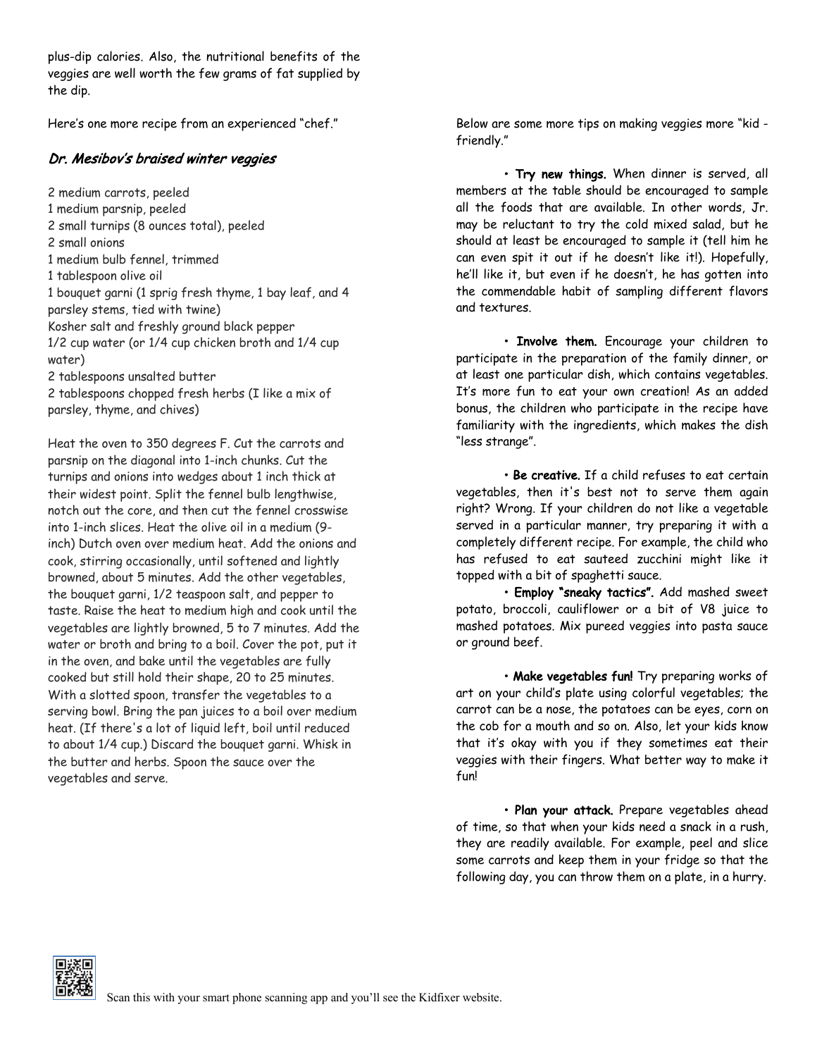plus-dip calories. Also, the nutritional benefits of the veggies are well worth the few grams of fat supplied by the dip.

Here's one more recipe from an experienced "chef."

### *Dr. Mesibov's braised winter veggies*

2 medium carrots, peeled
1 medium parsnip, peeled
2 small turnips (8 ounces total), peeled
2 small onions
1 medium bulb fennel, trimmed
1 tablespoon olive oil
1 bouquet garni (1 sprig fresh thyme, 1 bay leaf, and 4 parsley stems, tied with twine)
Kosher salt and freshly ground black pepper
1/2 cup water (or 1/4 cup chicken broth and 1/4 cup water)
2 tablespoons unsalted butter
2 tablespoons chopped fresh herbs (I like a mix of parsley, thyme, and chives)

Heat the oven to 350 degrees F. Cut the carrots and parsnip on the diagonal into 1-inch chunks. Cut the turnips and onions into wedges about 1 inch thick at their widest point. Split the fennel bulb lengthwise, notch out the core, and then cut the fennel crosswise into 1-inch slices. Heat the olive oil in a medium (9-inch) Dutch oven over medium heat. Add the onions and cook, stirring occasionally, until softened and lightly browned, about 5 minutes. Add the other vegetables, the bouquet garni, 1/2 teaspoon salt, and pepper to taste. Raise the heat to medium high and cook until the vegetables are lightly browned, 5 to 7 minutes. Add the water or broth and bring to a boil. Cover the pot, put it in the oven, and bake until the vegetables are fully cooked but still hold their shape, 20 to 25 minutes. With a slotted spoon, transfer the vegetables to a serving bowl. Bring the pan juices to a boil over medium heat. (If there's a lot of liquid left, boil until reduced to about 1/4 cup.) Discard the bouquet garni. Whisk in the butter and herbs. Spoon the sauce over the vegetables and serve.

Below are some more tips on making veggies more "kid - friendly."

• **Try new things.** When dinner is served, all members at the table should be encouraged to sample all the foods that are available. In other words, Jr. may be reluctant to try the cold mixed salad, but he should at least be encouraged to sample it (tell him he can even spit it out if he doesn't like it!). Hopefully, he'll like it, but even if he doesn't, he has gotten into the commendable habit of sampling different flavors and textures.

• **Involve them.** Encourage your children to participate in the preparation of the family dinner, or at least one particular dish, which contains vegetables. It's more fun to eat your own creation! As an added bonus, the children who participate in the recipe have familiarity with the ingredients, which makes the dish "less strange".

• **Be creative.** If a child refuses to eat certain vegetables, then it's best not to serve them again right? Wrong. If your children do not like a vegetable served in a particular manner, try preparing it with a completely different recipe. For example, the child who has refused to eat sauteed zucchini might like it topped with a bit of spaghetti sauce.

• **Employ "sneaky tactics".** Add mashed sweet potato, broccoli, cauliflower or a bit of V8 juice to mashed potatoes. Mix pureed veggies into pasta sauce or ground beef.

• **Make vegetables fun!** Try preparing works of art on your child's plate using colorful vegetables; the carrot can be a nose, the potatoes can be eyes, corn on the cob for a mouth and so on. Also, let your kids know that it's okay with you if they sometimes eat their veggies with their fingers. What better way to make it fun!

• **Plan your attack.** Prepare vegetables ahead of time, so that when your kids need a snack in a rush, they are readily available. For example, peel and slice some carrots and keep them in your fridge so that the following day, you can throw them on a plate, in a hurry.

Scan this with your smart phone scanning app and you'll see the Kidfixer website.